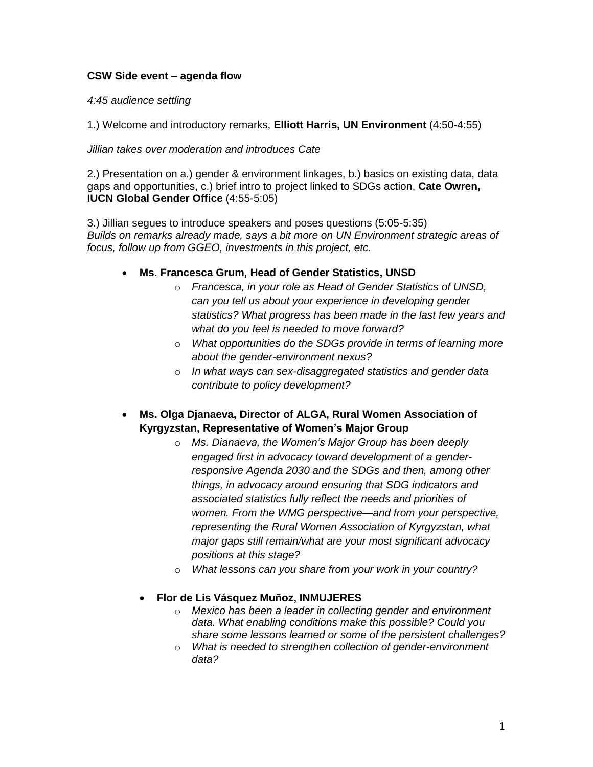**CSW Side event – agenda flow**

*4:45 audience settling*

1.) Welcome and introductory remarks, **Elliott Harris, UN Environment** (4:50-4:55)

*Jillian takes over moderation and introduces Cate*

2.) Presentation on a.) gender & environment linkages, b.) basics on existing data, data gaps and opportunities, c.) brief intro to project linked to SDGs action, **Cate Owren, IUCN Global Gender Office** (4:55-5:05)

3.) Jillian segues to introduce speakers and poses questions (5:05-5:35)
*Builds on remarks already made, says a bit more on UN Environment strategic areas of focus, follow up from GGEO, investments in this project, etc.*

- **Ms. Francesca Grum, Head of Gender Statistics, UNSD**
    - *Francesca, in your role as Head of Gender Statistics of UNSD, can you tell us about your experience in developing gender statistics? What progress has been made in the last few years and what do you feel is needed to move forward?*
    - *What opportunities do the SDGs provide in terms of learning more about the gender-environment nexus?*
    - *In what ways can sex-disaggregated statistics and gender data contribute to policy development?*

- **Ms. Olga Djanaeva, Director of ALGA, Rural Women Association of Kyrgyzstan, Representative of Women's Major Group**
    - *Ms. Dianaeva, the Women's Major Group has been deeply engaged first in advocacy toward development of a gender-responsive Agenda 2030 and the SDGs and then, among other things, in advocacy around ensuring that SDG indicators and associated statistics fully reflect the needs and priorities of women. From the WMG perspective—and from your perspective, representing the Rural Women Association of Kyrgyzstan, what major gaps still remain/what are your most significant advocacy positions at this stage?*
    - *What lessons can you share from your work in your country?*

- **Flor de Lis Vásquez Muñoz, INMUJERES**
    - *Mexico has been a leader in collecting gender and environment data. What enabling conditions make this possible? Could you share some lessons learned or some of the persistent challenges?*
    - *What is needed to strengthen collection of gender-environment data?*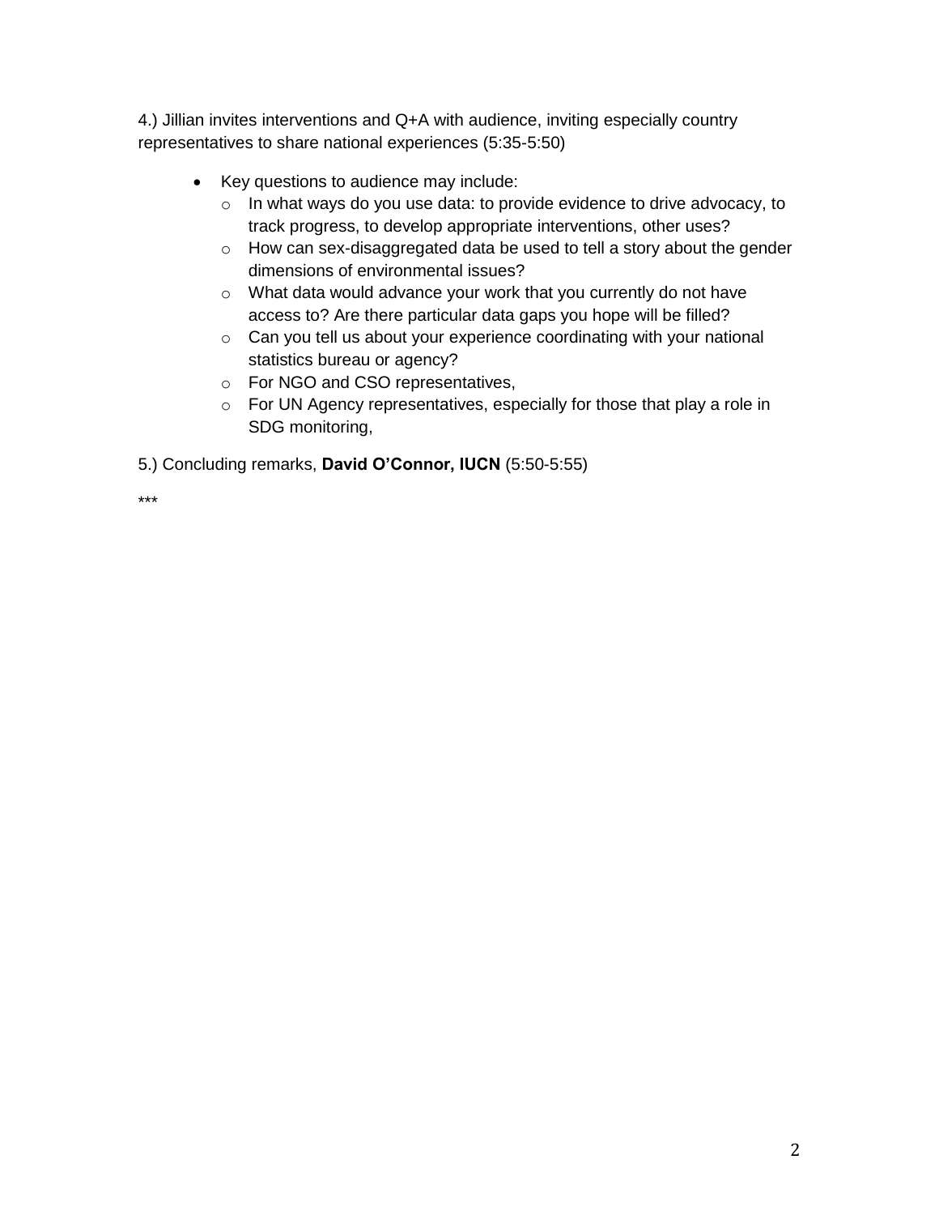4.) Jillian invites interventions and Q+A with audience, inviting especially country representatives to share national experiences (5:35-5:50)

- Key questions to audience may include:
  - In what ways do you use data: to provide evidence to drive advocacy, to track progress, to develop appropriate interventions, other uses?
  - How can sex-disaggregated data be used to tell a story about the gender dimensions of environmental issues?
  - What data would advance your work that you currently do not have access to? Are there particular data gaps you hope will be filled?
  - Can you tell us about your experience coordinating with your national statistics bureau or agency?
  - For NGO and CSO representatives,
  - For UN Agency representatives, especially for those that play a role in SDG monitoring,

5.) Concluding remarks, **David O'Connor, IUCN** (5:50-5:55)

***